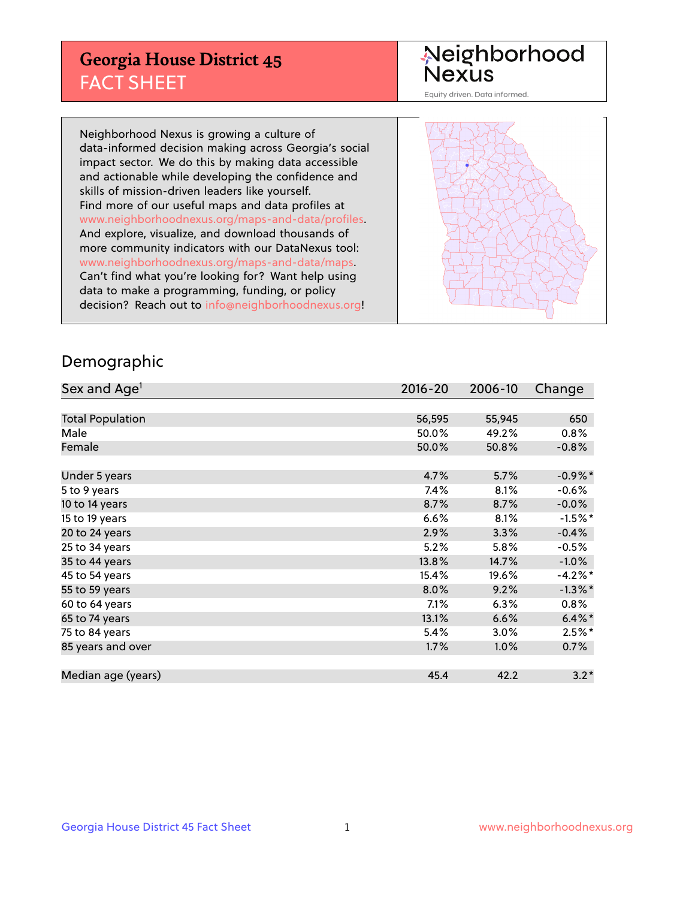# Georgia House District 45
## FACT SHEET

Neighborhood Nexus

Equity driven. Data informed.

Neighborhood Nexus is growing a culture of data-informed decision making across Georgia's social impact sector. We do this by making data accessible and actionable while developing the confidence and skills of mission-driven leaders like yourself. Find more of our useful maps and data profiles at www.neighborhoodnexus.org/maps-and-data/profiles. And explore, visualize, and download thousands of more community indicators with our DataNexus tool: www.neighborhoodnexus.org/maps-and-data/maps. Can't find what you're looking for? Want help using data to make a programming, funding, or policy decision? Reach out to info@neighborhoodnexus.org!

## Demographic

| Sex and Age[1] | 2016-20 | 2006-10 | Change |
|---|---|---|---|
| Total Population | 56,595 | 55,945 | 650 |
| Male | 50.0% | 49.2% | 0.8% |
| Female | 50.0% | 50.8% | -0.8% |
| | | | |
| Under 5 years | 4.7% | 5.7% | -0.9%* |
| 5 to 9 years | 7.4% | 8.1% | -0.6% |
| 10 to 14 years | 8.7% | 8.7% | -0.0% |
| 15 to 19 years | 6.6% | 8.1% | -1.5%* |
| 20 to 24 years | 2.9% | 3.3% | -0.4% |
| 25 to 34 years | 5.2% | 5.8% | -0.5% |
| 35 to 44 years | 13.8% | 14.7% | -1.0% |
| 45 to 54 years | 15.4% | 19.6% | -4.2%* |
| 55 to 59 years | 8.0% | 9.2% | -1.3%* |
| 60 to 64 years | 7.1% | 6.3% | 0.8% |
| 65 to 74 years | 13.1% | 6.6% | 6.4%* |
| 75 to 84 years | 5.4% | 3.0% | 2.5%* |
| 85 years and over | 1.7% | 1.0% | 0.7% |
| | | | |
| Median age (years) | 45.4 | 42.2 | 3.2* |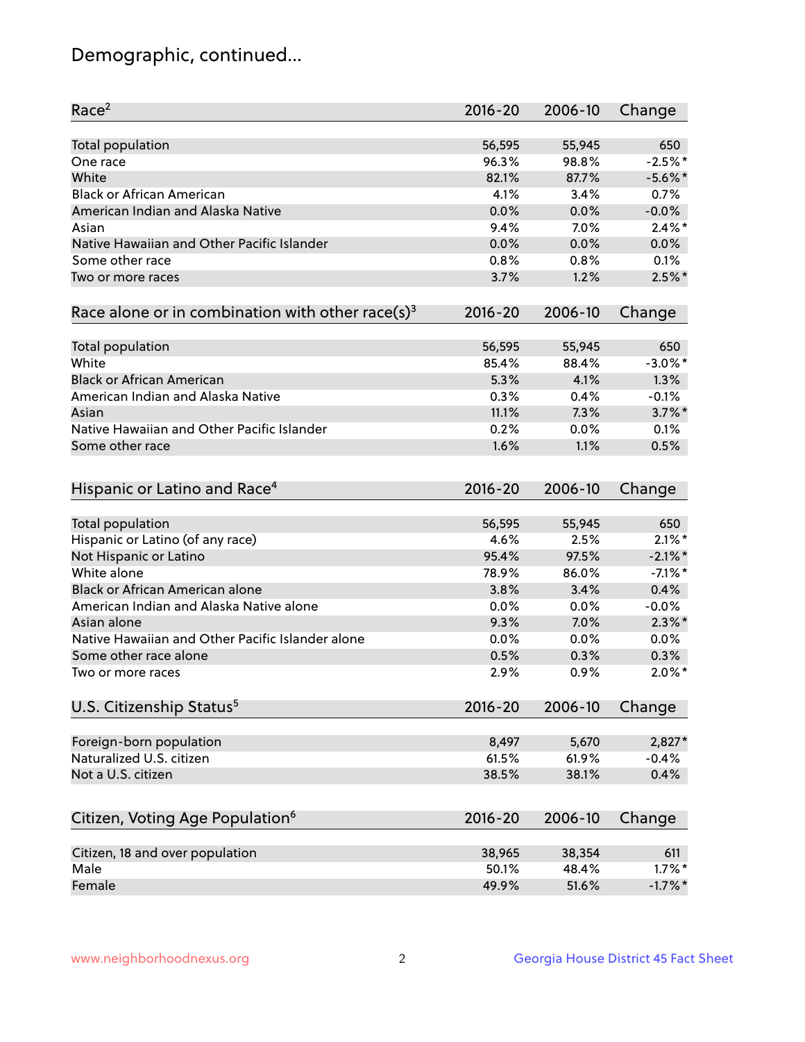# Demographic, continued...

| Race[2] | 2016-20 | 2006-10 | Change |
|---|---|---|---|
| Total population | 56,595 | 55,945 | 650 |
| One race | 96.3% | 98.8% | -2.5%* |
| White | 82.1% | 87.7% | -5.6%* |
| Black or African American | 4.1% | 3.4% | 0.7% |
| American Indian and Alaska Native | 0.0% | 0.0% | -0.0% |
| Asian | 9.4% | 7.0% | 2.4%* |
| Native Hawaiian and Other Pacific Islander | 0.0% | 0.0% | 0.0% |
| Some other race | 0.8% | 0.8% | 0.1% |
| Two or more races | 3.7% | 1.2% | 2.5%* |

| Race alone or in combination with other race(s)[3] | 2016-20 | 2006-10 | Change |
|---|---|---|---|
| Total population | 56,595 | 55,945 | 650 |
| White | 85.4% | 88.4% | -3.0%* |
| Black or African American | 5.3% | 4.1% | 1.3% |
| American Indian and Alaska Native | 0.3% | 0.4% | -0.1% |
| Asian | 11.1% | 7.3% | 3.7%* |
| Native Hawaiian and Other Pacific Islander | 0.2% | 0.0% | 0.1% |
| Some other race | 1.6% | 1.1% | 0.5% |

| Hispanic or Latino and Race[4] | 2016-20 | 2006-10 | Change |
|---|---|---|---|
| Total population | 56,595 | 55,945 | 650 |
| Hispanic or Latino (of any race) | 4.6% | 2.5% | 2.1%* |
| Not Hispanic or Latino | 95.4% | 97.5% | -2.1%* |
| White alone | 78.9% | 86.0% | -7.1%* |
| Black or African American alone | 3.8% | 3.4% | 0.4% |
| American Indian and Alaska Native alone | 0.0% | 0.0% | -0.0% |
| Asian alone | 9.3% | 7.0% | 2.3%* |
| Native Hawaiian and Other Pacific Islander alone | 0.0% | 0.0% | 0.0% |
| Some other race alone | 0.5% | 0.3% | 0.3% |
| Two or more races | 2.9% | 0.9% | 2.0%* |

| U.S. Citizenship Status[5] | 2016-20 | 2006-10 | Change |
|---|---|---|---|
| Foreign-born population | 8,497 | 5,670 | 2,827* |
| Naturalized U.S. citizen | 61.5% | 61.9% | -0.4% |
| Not a U.S. citizen | 38.5% | 38.1% | 0.4% |

| Citizen, Voting Age Population[6] | 2016-20 | 2006-10 | Change |
|---|---|---|---|
| Citizen, 18 and over population | 38,965 | 38,354 | 611 |
| Male | 50.1% | 48.4% | 1.7%* |
| Female | 49.9% | 51.6% | -1.7%* |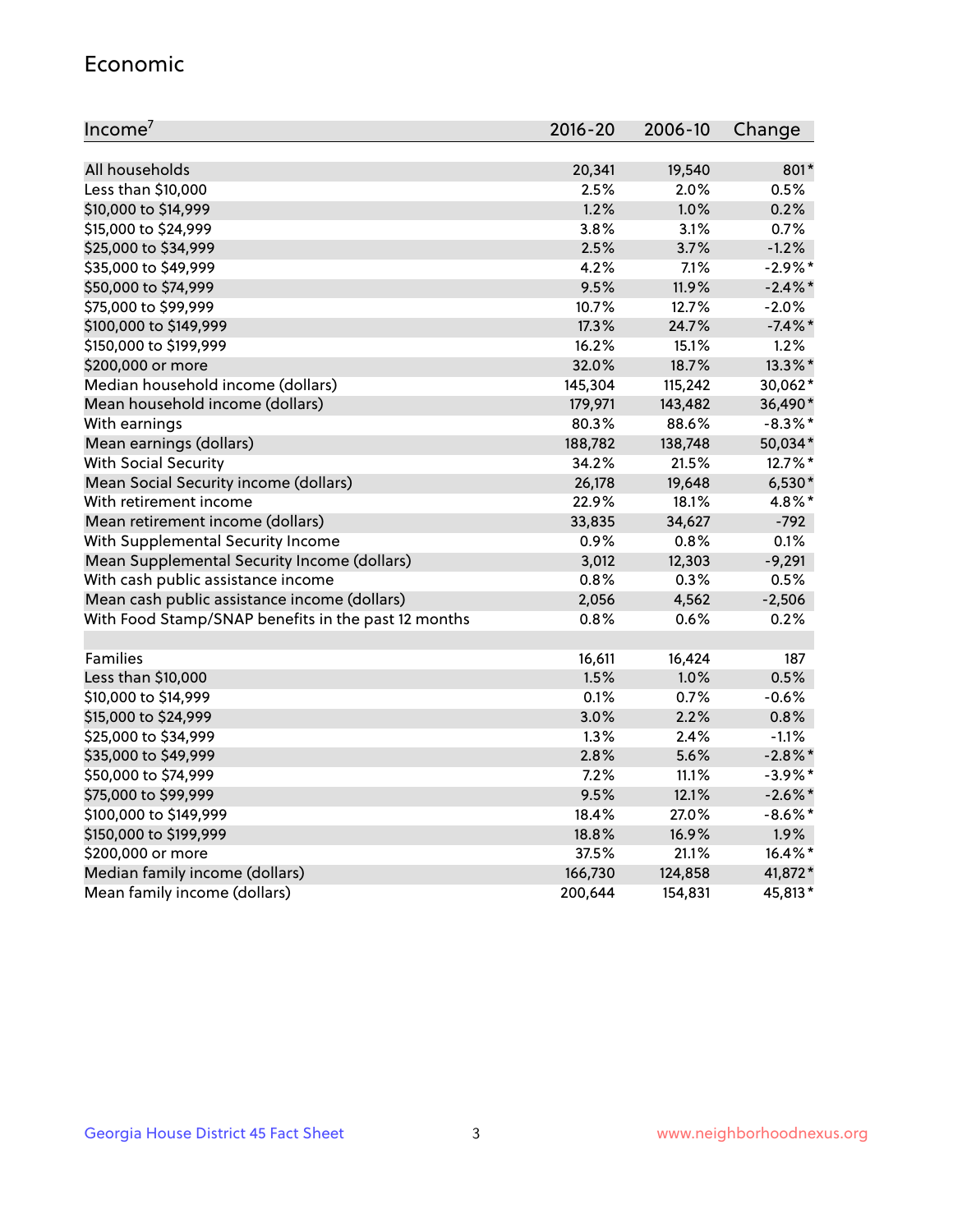## Economic

| Income[7] | 2016-20 | 2006-10 | Change |
|---|---|---|---|
| All households | 20,341 | 19,540 | 801* |
| Less than $10,000 | 2.5% | 2.0% | 0.5% |
| $10,000 to $14,999 | 1.2% | 1.0% | 0.2% |
| $15,000 to $24,999 | 3.8% | 3.1% | 0.7% |
| $25,000 to $34,999 | 2.5% | 3.7% | -1.2% |
| $35,000 to $49,999 | 4.2% | 7.1% | -2.9%* |
| $50,000 to $74,999 | 9.5% | 11.9% | -2.4%* |
| $75,000 to $99,999 | 10.7% | 12.7% | -2.0% |
| $100,000 to $149,999 | 17.3% | 24.7% | -7.4%* |
| $150,000 to $199,999 | 16.2% | 15.1% | 1.2% |
| $200,000 or more | 32.0% | 18.7% | 13.3%* |
| Median household income (dollars) | 145,304 | 115,242 | 30,062* |
| Mean household income (dollars) | 179,971 | 143,482 | 36,490* |
| With earnings | 80.3% | 88.6% | -8.3%* |
| Mean earnings (dollars) | 188,782 | 138,748 | 50,034* |
| With Social Security | 34.2% | 21.5% | 12.7%* |
| Mean Social Security income (dollars) | 26,178 | 19,648 | 6,530* |
| With retirement income | 22.9% | 18.1% | 4.8%* |
| Mean retirement income (dollars) | 33,835 | 34,627 | -792 |
| With Supplemental Security Income | 0.9% | 0.8% | 0.1% |
| Mean Supplemental Security Income (dollars) | 3,012 | 12,303 | -9,291 |
| With cash public assistance income | 0.8% | 0.3% | 0.5% |
| Mean cash public assistance income (dollars) | 2,056 | 4,562 | -2,506 |
| With Food Stamp/SNAP benefits in the past 12 months | 0.8% | 0.6% | 0.2% |
| | | | |
| Families | 16,611 | 16,424 | 187 |
| Less than $10,000 | 1.5% | 1.0% | 0.5% |
| $10,000 to $14,999 | 0.1% | 0.7% | -0.6% |
| $15,000 to $24,999 | 3.0% | 2.2% | 0.8% |
| $25,000 to $34,999 | 1.3% | 2.4% | -1.1% |
| $35,000 to $49,999 | 2.8% | 5.6% | -2.8%* |
| $50,000 to $74,999 | 7.2% | 11.1% | -3.9%* |
| $75,000 to $99,999 | 9.5% | 12.1% | -2.6%* |
| $100,000 to $149,999 | 18.4% | 27.0% | -8.6%* |
| $150,000 to $199,999 | 18.8% | 16.9% | 1.9% |
| $200,000 or more | 37.5% | 21.1% | 16.4%* |
| Median family income (dollars) | 166,730 | 124,858 | 41,872* |
| Mean family income (dollars) | 200,644 | 154,831 | 45,813* |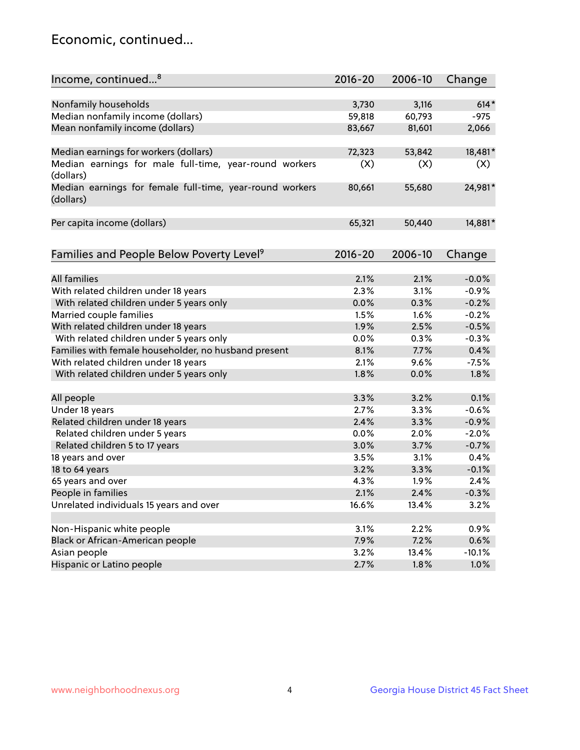## Economic, continued...

| Income, continued...[8] | 2016-20 | 2006-10 | Change |
|---|---|---|---|
| Nonfamily households | 3,730 | 3,116 | 614* |
| Median nonfamily income (dollars) | 59,818 | 60,793 | -975 |
| Mean nonfamily income (dollars) | 83,667 | 81,601 | 2,066 |
| Median earnings for workers (dollars) | 72,323 | 53,842 | 18,481* |
| Median earnings for male full-time, year-round workers (dollars) | (X) | (X) | (X) |
| Median earnings for female full-time, year-round workers (dollars) | 80,661 | 55,680 | 24,981* |
| Per capita income (dollars) | 65,321 | 50,440 | 14,881* |

| Families and People Below Poverty Level[9] | 2016-20 | 2006-10 | Change |
|---|---|---|---|
| All families | 2.1% | 2.1% | -0.0% |
| With related children under 18 years | 2.3% | 3.1% | -0.9% |
| With related children under 5 years only | 0.0% | 0.3% | -0.2% |
| Married couple families | 1.5% | 1.6% | -0.2% |
| With related children under 18 years | 1.9% | 2.5% | -0.5% |
| With related children under 5 years only | 0.0% | 0.3% | -0.3% |
| Families with female householder, no husband present | 8.1% | 7.7% | 0.4% |
| With related children under 18 years | 2.1% | 9.6% | -7.5% |
| With related children under 5 years only | 1.8% | 0.0% | 1.8% |
| All people | 3.3% | 3.2% | 0.1% |
| Under 18 years | 2.7% | 3.3% | -0.6% |
| Related children under 18 years | 2.4% | 3.3% | -0.9% |
| Related children under 5 years | 0.0% | 2.0% | -2.0% |
| Related children 5 to 17 years | 3.0% | 3.7% | -0.7% |
| 18 years and over | 3.5% | 3.1% | 0.4% |
| 18 to 64 years | 3.2% | 3.3% | -0.1% |
| 65 years and over | 4.3% | 1.9% | 2.4% |
| People in families | 2.1% | 2.4% | -0.3% |
| Unrelated individuals 15 years and over | 16.6% | 13.4% | 3.2% |
| Non-Hispanic white people | 3.1% | 2.2% | 0.9% |
| Black or African-American people | 7.9% | 7.2% | 0.6% |
| Asian people | 3.2% | 13.4% | -10.1% |
| Hispanic or Latino people | 2.7% | 1.8% | 1.0% |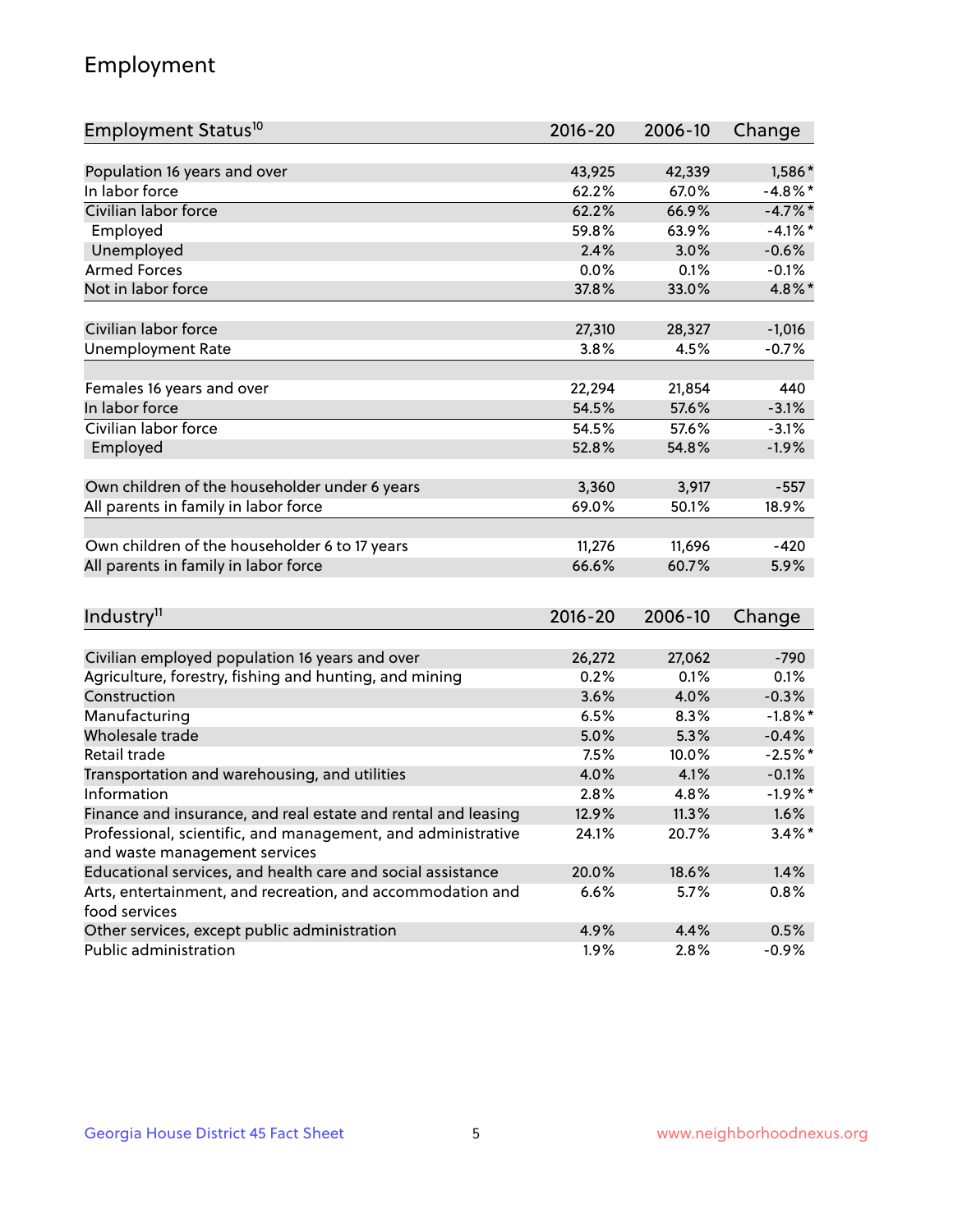## Employment

| Employment Status[10] | 2016-20 | 2006-10 | Change |
|---|---|---|---|
| Population 16 years and over | 43,925 | 42,339 | 1,586* |
| In labor force | 62.2% | 67.0% | -4.8%* |
| Civilian labor force | 62.2% | 66.9% | -4.7%* |
| Employed | 59.8% | 63.9% | -4.1%* |
| Unemployed | 2.4% | 3.0% | -0.6% |
| Armed Forces | 0.0% | 0.1% | -0.1% |
| Not in labor force | 37.8% | 33.0% | 4.8%* |
| | | | |
| Civilian labor force | 27,310 | 28,327 | -1,016 |
| Unemployment Rate | 3.8% | 4.5% | -0.7% |
| | | | |
| Females 16 years and over | 22,294 | 21,854 | 440 |
| In labor force | 54.5% | 57.6% | -3.1% |
| Civilian labor force | 54.5% | 57.6% | -3.1% |
| Employed | 52.8% | 54.8% | -1.9% |
| | | | |
| Own children of the householder under 6 years | 3,360 | 3,917 | -557 |
| All parents in family in labor force | 69.0% | 50.1% | 18.9% |
| | | | |
| Own children of the householder 6 to 17 years | 11,276 | 11,696 | -420 |
| All parents in family in labor force | 66.6% | 60.7% | 5.9% |

| Industry[11] | 2016-20 | 2006-10 | Change |
|---|---|---|---|
| Civilian employed population 16 years and over | 26,272 | 27,062 | -790 |
| Agriculture, forestry, fishing and hunting, and mining | 0.2% | 0.1% | 0.1% |
| Construction | 3.6% | 4.0% | -0.3% |
| Manufacturing | 6.5% | 8.3% | -1.8%* |
| Wholesale trade | 5.0% | 5.3% | -0.4% |
| Retail trade | 7.5% | 10.0% | -2.5%* |
| Transportation and warehousing, and utilities | 4.0% | 4.1% | -0.1% |
| Information | 2.8% | 4.8% | -1.9%* |
| Finance and insurance, and real estate and rental and leasing | 12.9% | 11.3% | 1.6% |
| Professional, scientific, and management, and administrative and waste management services | 24.1% | 20.7% | 3.4%* |
| Educational services, and health care and social assistance | 20.0% | 18.6% | 1.4% |
| Arts, entertainment, and recreation, and accommodation and food services | 6.6% | 5.7% | 0.8% |
| Other services, except public administration | 4.9% | 4.4% | 0.5% |
| Public administration | 1.9% | 2.8% | -0.9% |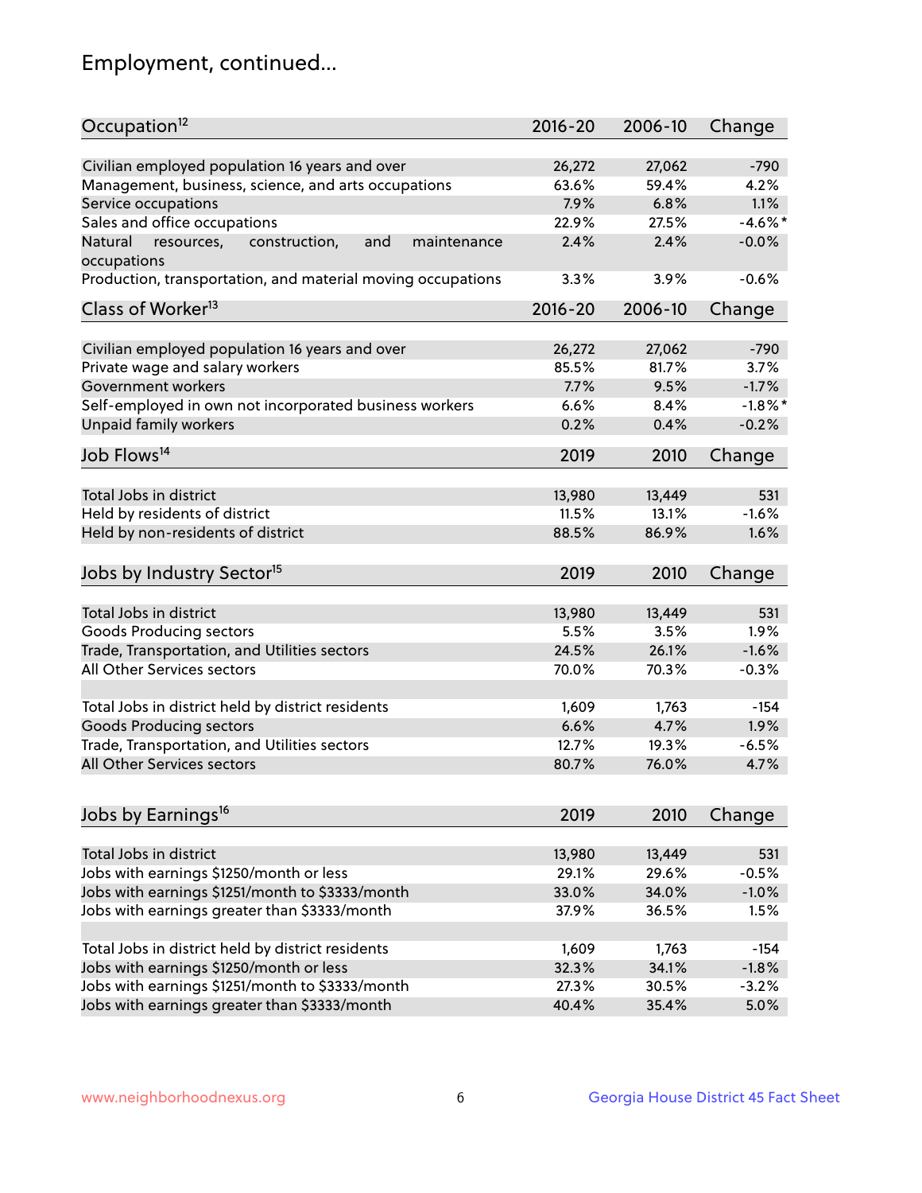## Employment, continued...

| Occupation[12] | 2016-20 | 2006-10 | Change |
|---|---|---|---|
| Civilian employed population 16 years and over | 26,272 | 27,062 | -790 |
| Management, business, science, and arts occupations | 63.6% | 59.4% | 4.2% |
| Service occupations | 7.9% | 6.8% | 1.1% |
| Sales and office occupations | 22.9% | 27.5% | -4.6%* |
| Natural resources, construction, and maintenance occupations | 2.4% | 2.4% | -0.0% |
| Production, transportation, and material moving occupations | 3.3% | 3.9% | -0.6% |

| Class of Worker[13] | 2016-20 | 2006-10 | Change |
|---|---|---|---|
| Civilian employed population 16 years and over | 26,272 | 27,062 | -790 |
| Private wage and salary workers | 85.5% | 81.7% | 3.7% |
| Government workers | 7.7% | 9.5% | -1.7% |
| Self-employed in own not incorporated business workers | 6.6% | 8.4% | -1.8%* |
| Unpaid family workers | 0.2% | 0.4% | -0.2% |

| Job Flows[14] | 2019 | 2010 | Change |
|---|---|---|---|
| Total Jobs in district | 13,980 | 13,449 | 531 |
| Held by residents of district | 11.5% | 13.1% | -1.6% |
| Held by non-residents of district | 88.5% | 86.9% | 1.6% |

| Jobs by Industry Sector[15] | 2019 | 2010 | Change |
|---|---|---|---|
| Total Jobs in district | 13,980 | 13,449 | 531 |
| Goods Producing sectors | 5.5% | 3.5% | 1.9% |
| Trade, Transportation, and Utilities sectors | 24.5% | 26.1% | -1.6% |
| All Other Services sectors | 70.0% | 70.3% | -0.3% |
| | | | |
| Total Jobs in district held by district residents | 1,609 | 1,763 | -154 |
| Goods Producing sectors | 6.6% | 4.7% | 1.9% |
| Trade, Transportation, and Utilities sectors | 12.7% | 19.3% | -6.5% |
| All Other Services sectors | 80.7% | 76.0% | 4.7% |

| Jobs by Earnings[16] | 2019 | 2010 | Change |
|---|---|---|---|
| Total Jobs in district | 13,980 | 13,449 | 531 |
| Jobs with earnings $1250/month or less | 29.1% | 29.6% | -0.5% |
| Jobs with earnings $1251/month to $3333/month | 33.0% | 34.0% | -1.0% |
| Jobs with earnings greater than $3333/month | 37.9% | 36.5% | 1.5% |
| | | | |
| Total Jobs in district held by district residents | 1,609 | 1,763 | -154 |
| Jobs with earnings $1250/month or less | 32.3% | 34.1% | -1.8% |
| Jobs with earnings $1251/month to $3333/month | 27.3% | 30.5% | -3.2% |
| Jobs with earnings greater than $3333/month | 40.4% | 35.4% | 5.0% |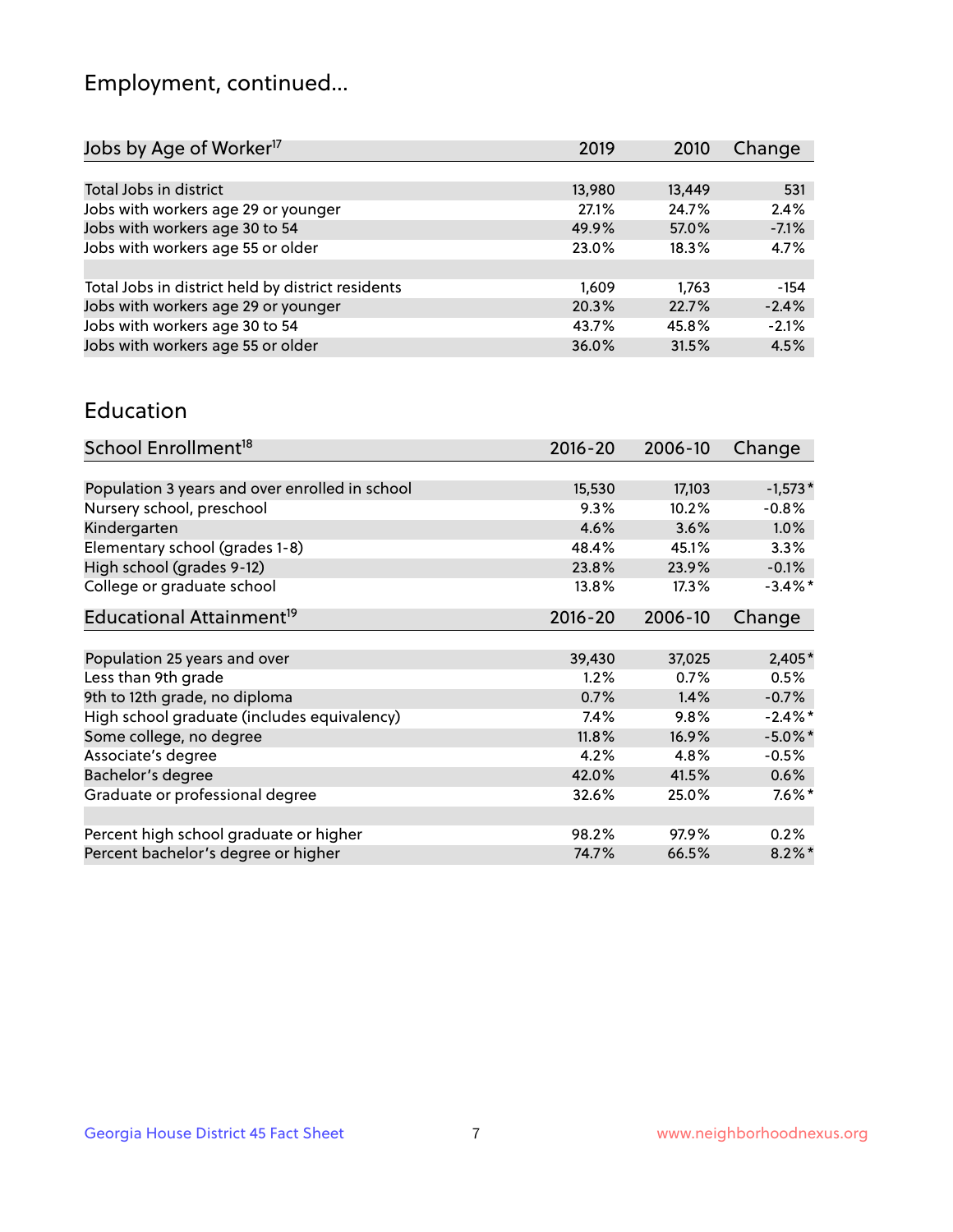## Employment, continued...

| Jobs by Age of Worker[17] | 2019 | 2010 | Change |
|---|---|---|---|
| Total Jobs in district | 13,980 | 13,449 | 531 |
| Jobs with workers age 29 or younger | 27.1% | 24.7% | 2.4% |
| Jobs with workers age 30 to 54 | 49.9% | 57.0% | -7.1% |
| Jobs with workers age 55 or older | 23.0% | 18.3% | 4.7% |
| | | | |
| Total Jobs in district held by district residents | 1,609 | 1,763 | -154 |
| Jobs with workers age 29 or younger | 20.3% | 22.7% | -2.4% |
| Jobs with workers age 30 to 54 | 43.7% | 45.8% | -2.1% |
| Jobs with workers age 55 or older | 36.0% | 31.5% | 4.5% |

## Education

| School Enrollment[18] | 2016-20 | 2006-10 | Change |
|---|---|---|---|
| Population 3 years and over enrolled in school | 15,530 | 17,103 | -1,573* |
| Nursery school, preschool | 9.3% | 10.2% | -0.8% |
| Kindergarten | 4.6% | 3.6% | 1.0% |
| Elementary school (grades 1-8) | 48.4% | 45.1% | 3.3% |
| High school (grades 9-12) | 23.8% | 23.9% | -0.1% |
| College or graduate school | 13.8% | 17.3% | -3.4%* |

| Educational Attainment[19] | 2016-20 | 2006-10 | Change |
|---|---|---|---|
| Population 25 years and over | 39,430 | 37,025 | 2,405* |
| Less than 9th grade | 1.2% | 0.7% | 0.5% |
| 9th to 12th grade, no diploma | 0.7% | 1.4% | -0.7% |
| High school graduate (includes equivalency) | 7.4% | 9.8% | -2.4%* |
| Some college, no degree | 11.8% | 16.9% | -5.0%* |
| Associate's degree | 4.2% | 4.8% | -0.5% |
| Bachelor's degree | 42.0% | 41.5% | 0.6% |
| Graduate or professional degree | 32.6% | 25.0% | 7.6%* |
| | | | |
| Percent high school graduate or higher | 98.2% | 97.9% | 0.2% |
| Percent bachelor's degree or higher | 74.7% | 66.5% | 8.2%* |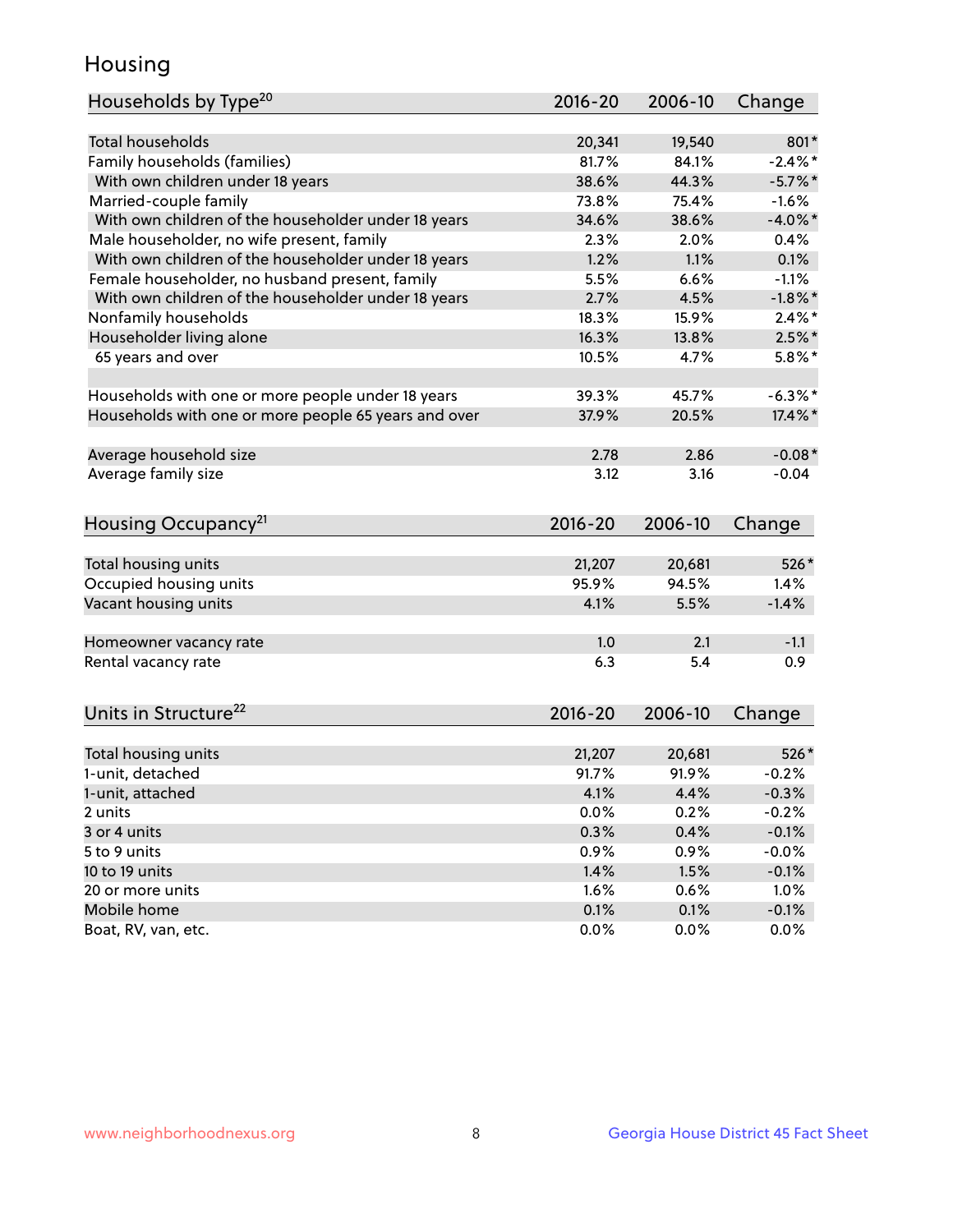# Housing

| Households by Type[20] | 2016-20 | 2006-10 | Change |
|---|---|---|---|
| Total households | 20,341 | 19,540 | 801* |
| Family households (families) | 81.7% | 84.1% | -2.4%* |
| With own children under 18 years | 38.6% | 44.3% | -5.7%* |
| Married-couple family | 73.8% | 75.4% | -1.6% |
| With own children of the householder under 18 years | 34.6% | 38.6% | -4.0%* |
| Male householder, no wife present, family | 2.3% | 2.0% | 0.4% |
| With own children of the householder under 18 years | 1.2% | 1.1% | 0.1% |
| Female householder, no husband present, family | 5.5% | 6.6% | -1.1% |
| With own children of the householder under 18 years | 2.7% | 4.5% | -1.8%* |
| Nonfamily households | 18.3% | 15.9% | 2.4%* |
| Householder living alone | 16.3% | 13.8% | 2.5%* |
| 65 years and over | 10.5% | 4.7% | 5.8%* |
| | | | |
| Households with one or more people under 18 years | 39.3% | 45.7% | -6.3%* |
| Households with one or more people 65 years and over | 37.9% | 20.5% | 17.4%* |
| | | | |
| Average household size | 2.78 | 2.86 | -0.08* |
| Average family size | 3.12 | 3.16 | -0.04 |

| Housing Occupancy[21] | 2016-20 | 2006-10 | Change |
|---|---|---|---|
| Total housing units | 21,207 | 20,681 | 526* |
| Occupied housing units | 95.9% | 94.5% | 1.4% |
| Vacant housing units | 4.1% | 5.5% | -1.4% |
| | | | |
| Homeowner vacancy rate | 1.0 | 2.1 | -1.1 |
| Rental vacancy rate | 6.3 | 5.4 | 0.9 |

| Units in Structure[22] | 2016-20 | 2006-10 | Change |
|---|---|---|---|
| Total housing units | 21,207 | 20,681 | 526* |
| 1-unit, detached | 91.7% | 91.9% | -0.2% |
| 1-unit, attached | 4.1% | 4.4% | -0.3% |
| 2 units | 0.0% | 0.2% | -0.2% |
| 3 or 4 units | 0.3% | 0.4% | -0.1% |
| 5 to 9 units | 0.9% | 0.9% | -0.0% |
| 10 to 19 units | 1.4% | 1.5% | -0.1% |
| 20 or more units | 1.6% | 0.6% | 1.0% |
| Mobile home | 0.1% | 0.1% | -0.1% |
| Boat, RV, van, etc. | 0.0% | 0.0% | 0.0% |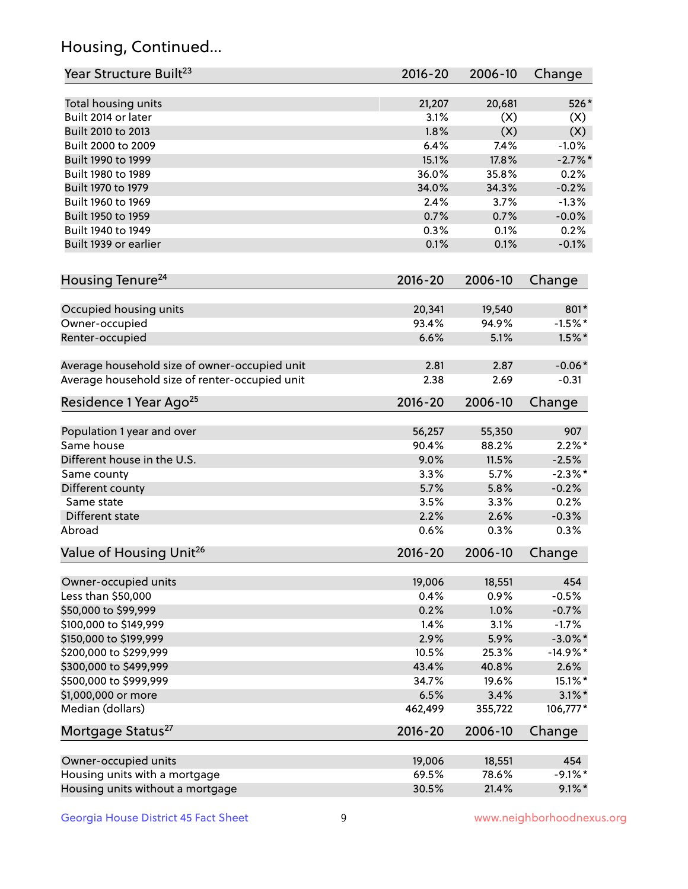# Housing, Continued...

| Year Structure Built[23] | 2016-20 | 2006-10 | Change |
|---|---|---|---|
| Total housing units | 21,207 | 20,681 | 526* |
| Built 2014 or later | 3.1% | (X) | (X) |
| Built 2010 to 2013 | 1.8% | (X) | (X) |
| Built 2000 to 2009 | 6.4% | 7.4% | -1.0% |
| Built 1990 to 1999 | 15.1% | 17.8% | -2.7%* |
| Built 1980 to 1989 | 36.0% | 35.8% | 0.2% |
| Built 1970 to 1979 | 34.0% | 34.3% | -0.2% |
| Built 1960 to 1969 | 2.4% | 3.7% | -1.3% |
| Built 1950 to 1959 | 0.7% | 0.7% | -0.0% |
| Built 1940 to 1949 | 0.3% | 0.1% | 0.2% |
| Built 1939 or earlier | 0.1% | 0.1% | -0.1% |

| Housing Tenure[24] | 2016-20 | 2006-10 | Change |
|---|---|---|---|
| Occupied housing units | 20,341 | 19,540 | 801* |
| Owner-occupied | 93.4% | 94.9% | -1.5%* |
| Renter-occupied | 6.6% | 5.1% | 1.5%* |
| Average household size of owner-occupied unit | 2.81 | 2.87 | -0.06* |
| Average household size of renter-occupied unit | 2.38 | 2.69 | -0.31 |

| Residence 1 Year Ago[25] | 2016-20 | 2006-10 | Change |
|---|---|---|---|
| Population 1 year and over | 56,257 | 55,350 | 907 |
| Same house | 90.4% | 88.2% | 2.2%* |
| Different house in the U.S. | 9.0% | 11.5% | -2.5% |
| Same county | 3.3% | 5.7% | -2.3%* |
| Different county | 5.7% | 5.8% | -0.2% |
| Same state | 3.5% | 3.3% | 0.2% |
| Different state | 2.2% | 2.6% | -0.3% |
| Abroad | 0.6% | 0.3% | 0.3% |

| Value of Housing Unit[26] | 2016-20 | 2006-10 | Change |
|---|---|---|---|
| Owner-occupied units | 19,006 | 18,551 | 454 |
| Less than $50,000 | 0.4% | 0.9% | -0.5% |
| $50,000 to $99,999 | 0.2% | 1.0% | -0.7% |
| $100,000 to $149,999 | 1.4% | 3.1% | -1.7% |
| $150,000 to $199,999 | 2.9% | 5.9% | -3.0%* |
| $200,000 to $299,999 | 10.5% | 25.3% | -14.9%* |
| $300,000 to $499,999 | 43.4% | 40.8% | 2.6% |
| $500,000 to $999,999 | 34.7% | 19.6% | 15.1%* |
| $1,000,000 or more | 6.5% | 3.4% | 3.1%* |
| Median (dollars) | 462,499 | 355,722 | 106,777* |

| Mortgage Status[27] | 2016-20 | 2006-10 | Change |
|---|---|---|---|
| Owner-occupied units | 19,006 | 18,551 | 454 |
| Housing units with a mortgage | 69.5% | 78.6% | -9.1%* |
| Housing units without a mortgage | 30.5% | 21.4% | 9.1%* |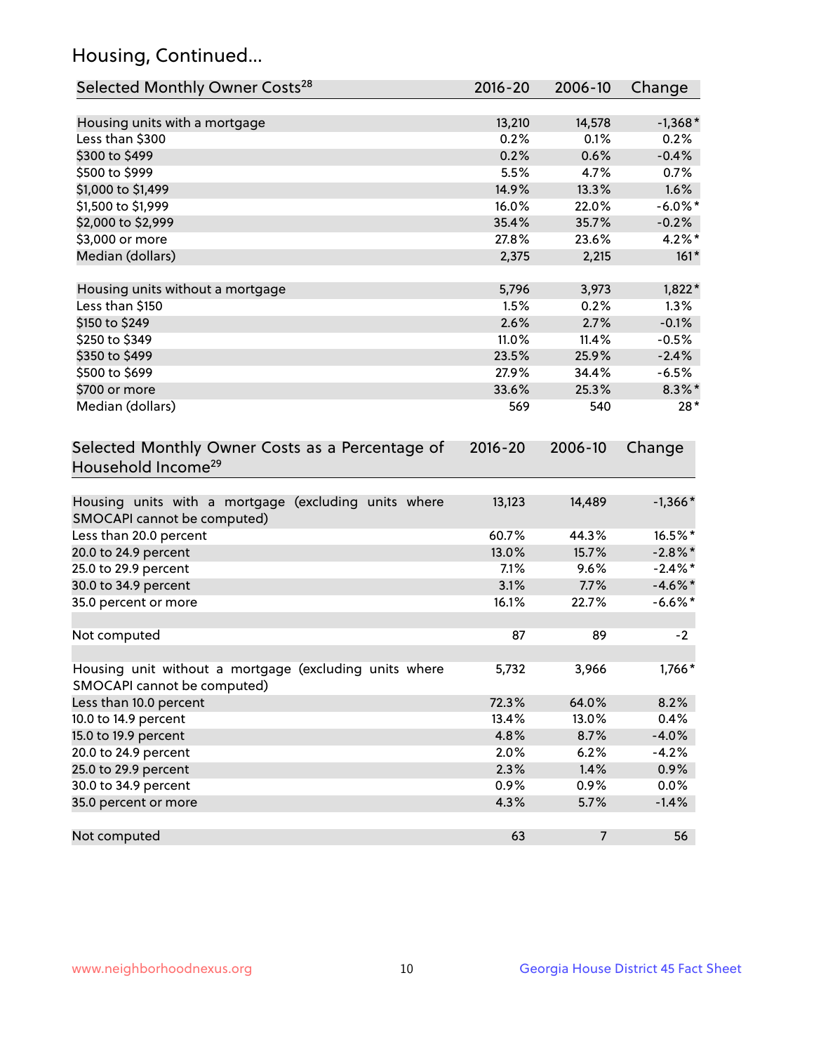## Housing, Continued...

| Selected Monthly Owner Costs[28] | 2016-20 | 2006-10 | Change |
|---|---|---|---|
| Housing units with a mortgage | 13,210 | 14,578 | -1,368* |
| Less than $300 | 0.2% | 0.1% | 0.2% |
| $300 to $499 | 0.2% | 0.6% | -0.4% |
| $500 to $999 | 5.5% | 4.7% | 0.7% |
| $1,000 to $1,499 | 14.9% | 13.3% | 1.6% |
| $1,500 to $1,999 | 16.0% | 22.0% | -6.0%* |
| $2,000 to $2,999 | 35.4% | 35.7% | -0.2% |
| $3,000 or more | 27.8% | 23.6% | 4.2%* |
| Median (dollars) | 2,375 | 2,215 | 161* |
| Housing units without a mortgage | 5,796 | 3,973 | 1,822* |
| Less than $150 | 1.5% | 0.2% | 1.3% |
| $150 to $249 | 2.6% | 2.7% | -0.1% |
| $250 to $349 | 11.0% | 11.4% | -0.5% |
| $350 to $499 | 23.5% | 25.9% | -2.4% |
| $500 to $699 | 27.9% | 34.4% | -6.5% |
| $700 or more | 33.6% | 25.3% | 8.3%* |
| Median (dollars) | 569 | 540 | 28* |

| Selected Monthly Owner Costs as a Percentage of Household Income[29] | 2016-20 | 2006-10 | Change |
|---|---|---|---|
| Housing units with a mortgage (excluding units where SMOCAPI cannot be computed) | 13,123 | 14,489 | -1,366* |
| Less than 20.0 percent | 60.7% | 44.3% | 16.5%* |
| 20.0 to 24.9 percent | 13.0% | 15.7% | -2.8%* |
| 25.0 to 29.9 percent | 7.1% | 9.6% | -2.4%* |
| 30.0 to 34.9 percent | 3.1% | 7.7% | -4.6%* |
| 35.0 percent or more | 16.1% | 22.7% | -6.6%* |
| Not computed | 87 | 89 | -2 |
| Housing unit without a mortgage (excluding units where SMOCAPI cannot be computed) | 5,732 | 3,966 | 1,766* |
| Less than 10.0 percent | 72.3% | 64.0% | 8.2% |
| 10.0 to 14.9 percent | 13.4% | 13.0% | 0.4% |
| 15.0 to 19.9 percent | 4.8% | 8.7% | -4.0% |
| 20.0 to 24.9 percent | 2.0% | 6.2% | -4.2% |
| 25.0 to 29.9 percent | 2.3% | 1.4% | 0.9% |
| 30.0 to 34.9 percent | 0.9% | 0.9% | 0.0% |
| 35.0 percent or more | 4.3% | 5.7% | -1.4% |
| Not computed | 63 | 7 | 56 |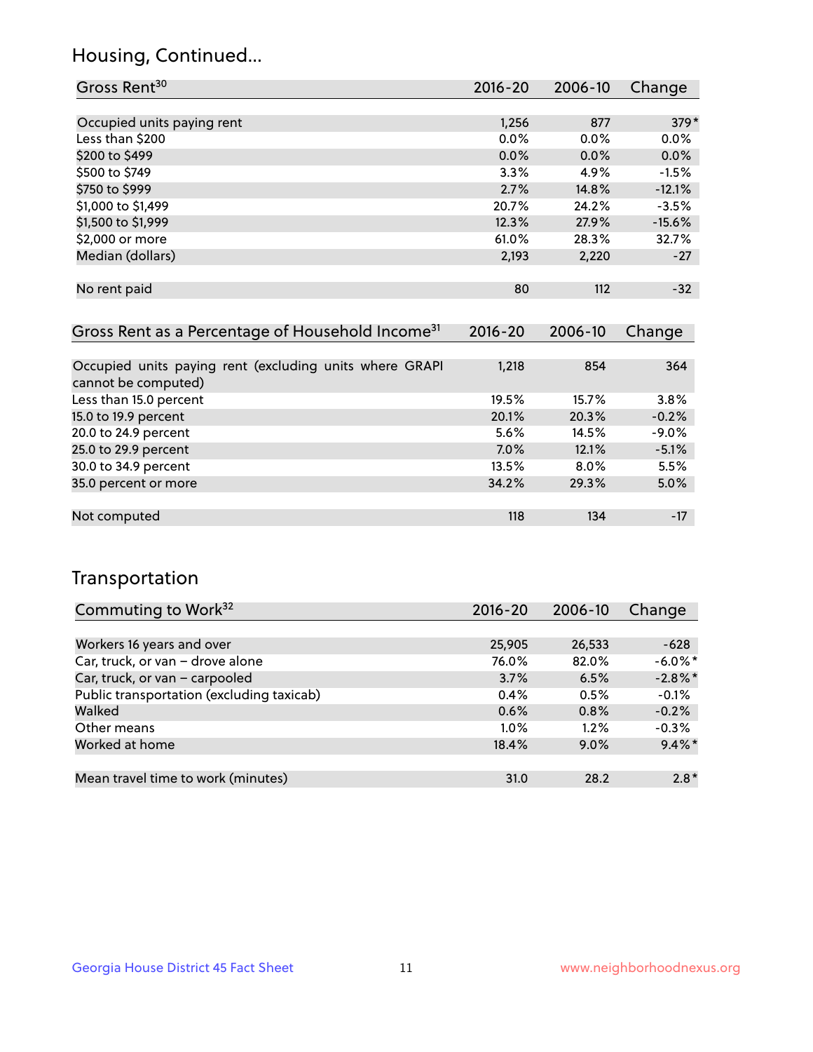## Housing, Continued...

| Gross Rent[30] | 2016-20 | 2006-10 | Change |
|---|---|---|---|
| Occupied units paying rent | 1,256 | 877 | 379* |
| Less than $200 | 0.0% | 0.0% | 0.0% |
| $200 to $499 | 0.0% | 0.0% | 0.0% |
| $500 to $749 | 3.3% | 4.9% | -1.5% |
| $750 to $999 | 2.7% | 14.8% | -12.1% |
| $1,000 to $1,499 | 20.7% | 24.2% | -3.5% |
| $1,500 to $1,999 | 12.3% | 27.9% | -15.6% |
| $2,000 or more | 61.0% | 28.3% | 32.7% |
| Median (dollars) | 2,193 | 2,220 | -27 |
| No rent paid | 80 | 112 | -32 |

| Gross Rent as a Percentage of Household Income[31] | 2016-20 | 2006-10 | Change |
|---|---|---|---|
| Occupied units paying rent (excluding units where GRAPI cannot be computed) | 1,218 | 854 | 364 |
| Less than 15.0 percent | 19.5% | 15.7% | 3.8% |
| 15.0 to 19.9 percent | 20.1% | 20.3% | -0.2% |
| 20.0 to 24.9 percent | 5.6% | 14.5% | -9.0% |
| 25.0 to 29.9 percent | 7.0% | 12.1% | -5.1% |
| 30.0 to 34.9 percent | 13.5% | 8.0% | 5.5% |
| 35.0 percent or more | 34.2% | 29.3% | 5.0% |
| Not computed | 118 | 134 | -17 |

## Transportation

| Commuting to Work[32] | 2016-20 | 2006-10 | Change |
|---|---|---|---|
| Workers 16 years and over | 25,905 | 26,533 | -628 |
| Car, truck, or van – drove alone | 76.0% | 82.0% | -6.0%* |
| Car, truck, or van – carpooled | 3.7% | 6.5% | -2.8%* |
| Public transportation (excluding taxicab) | 0.4% | 0.5% | -0.1% |
| Walked | 0.6% | 0.8% | -0.2% |
| Other means | 1.0% | 1.2% | -0.3% |
| Worked at home | 18.4% | 9.0% | 9.4%* |
| Mean travel time to work (minutes) | 31.0 | 28.2 | 2.8* |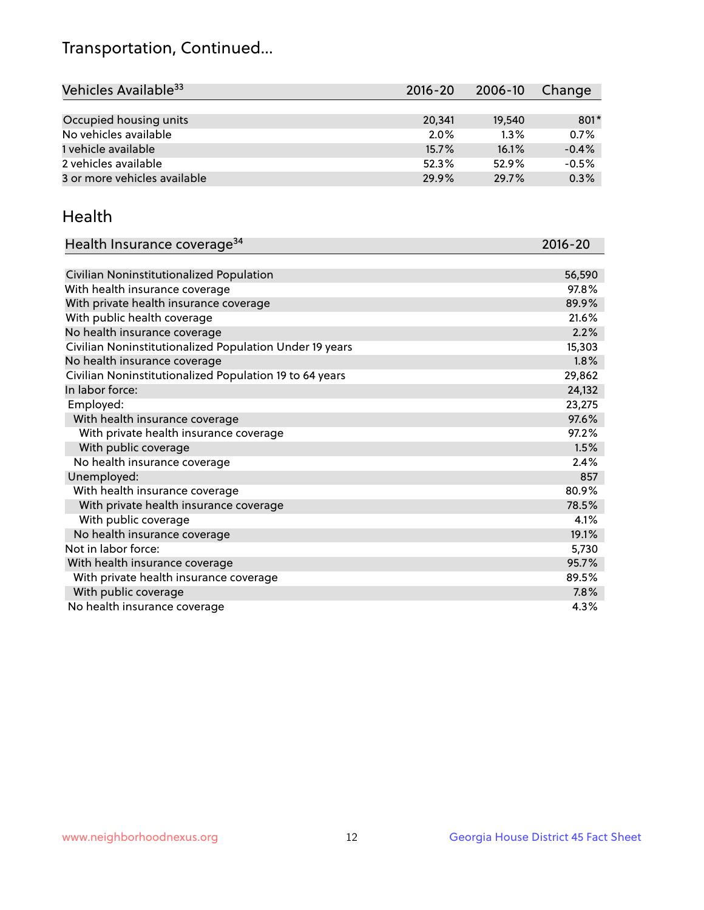## Transportation, Continued...

| Vehicles Available[33] | 2016-20 | 2006-10 | Change |
|---|---|---|---|
| Occupied housing units | 20,341 | 19,540 | 801* |
| No vehicles available | 2.0% | 1.3% | 0.7% |
| 1 vehicle available | 15.7% | 16.1% | -0.4% |
| 2 vehicles available | 52.3% | 52.9% | -0.5% |
| 3 or more vehicles available | 29.9% | 29.7% | 0.3% |

## Health

| Health Insurance coverage[34] | 2016-20 |
|---|---|
| Civilian Noninstitutionalized Population | 56,590 |
| With health insurance coverage | 97.8% |
| With private health insurance coverage | 89.9% |
| With public health coverage | 21.6% |
| No health insurance coverage | 2.2% |
| Civilian Noninstitutionalized Population Under 19 years | 15,303 |
| No health insurance coverage | 1.8% |
| Civilian Noninstitutionalized Population 19 to 64 years | 29,862 |
| In labor force: | 24,132 |
| Employed: | 23,275 |
| With health insurance coverage | 97.6% |
| With private health insurance coverage | 97.2% |
| With public coverage | 1.5% |
| No health insurance coverage | 2.4% |
| Unemployed: | 857 |
| With health insurance coverage | 80.9% |
| With private health insurance coverage | 78.5% |
| With public coverage | 4.1% |
| No health insurance coverage | 19.1% |
| Not in labor force: | 5,730 |
| With health insurance coverage | 95.7% |
| With private health insurance coverage | 89.5% |
| With public coverage | 7.8% |
| No health insurance coverage | 4.3% |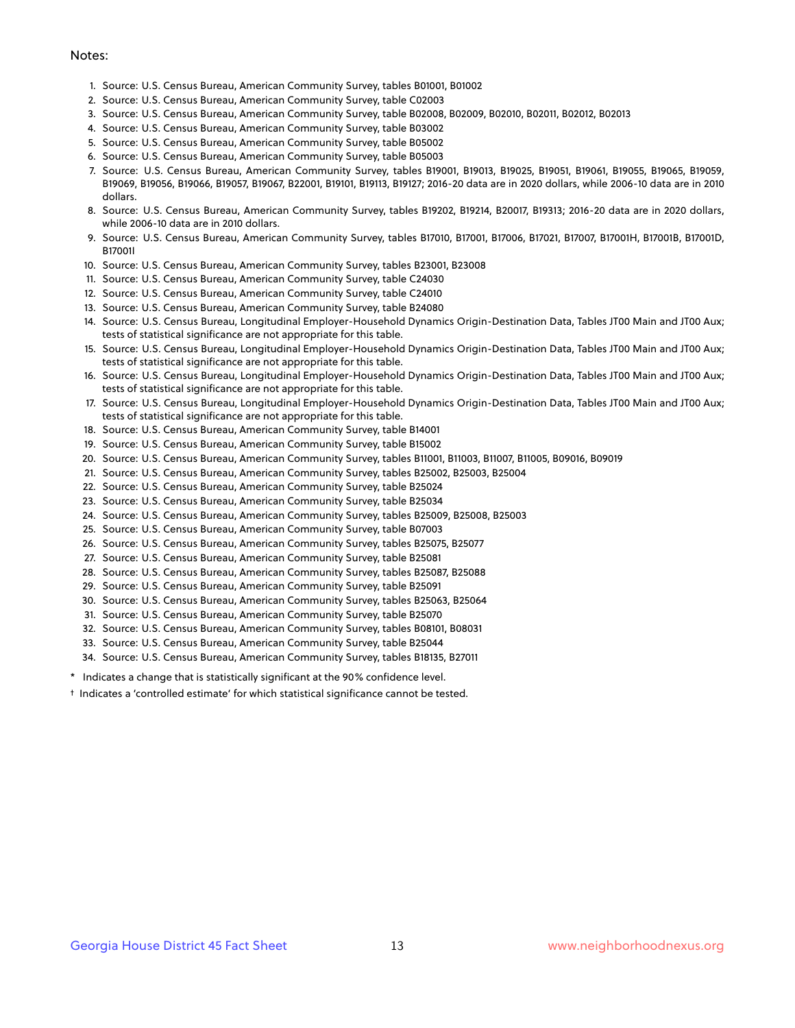Notes:

1. Source: U.S. Census Bureau, American Community Survey, tables B01001, B01002
2. Source: U.S. Census Bureau, American Community Survey, table C02003
3. Source: U.S. Census Bureau, American Community Survey, table B02008, B02009, B02010, B02011, B02012, B02013
4. Source: U.S. Census Bureau, American Community Survey, table B03002
5. Source: U.S. Census Bureau, American Community Survey, table B05002
6. Source: U.S. Census Bureau, American Community Survey, table B05003
7. Source: U.S. Census Bureau, American Community Survey, tables B19001, B19013, B19025, B19051, B19061, B19055, B19065, B19059, B19069, B19056, B19066, B19057, B19067, B22001, B19101, B19113, B19127; 2016-20 data are in 2020 dollars, while 2006-10 data are in 2010 dollars.
8. Source: U.S. Census Bureau, American Community Survey, tables B19202, B19214, B20017, B19313; 2016-20 data are in 2020 dollars, while 2006-10 data are in 2010 dollars.
9. Source: U.S. Census Bureau, American Community Survey, tables B17010, B17001, B17006, B17021, B17007, B17001H, B17001B, B17001D, B17001I
10. Source: U.S. Census Bureau, American Community Survey, tables B23001, B23008
11. Source: U.S. Census Bureau, American Community Survey, table C24030
12. Source: U.S. Census Bureau, American Community Survey, table C24010
13. Source: U.S. Census Bureau, American Community Survey, table B24080
14. Source: U.S. Census Bureau, Longitudinal Employer-Household Dynamics Origin-Destination Data, Tables JT00 Main and JT00 Aux; tests of statistical significance are not appropriate for this table.
15. Source: U.S. Census Bureau, Longitudinal Employer-Household Dynamics Origin-Destination Data, Tables JT00 Main and JT00 Aux; tests of statistical significance are not appropriate for this table.
16. Source: U.S. Census Bureau, Longitudinal Employer-Household Dynamics Origin-Destination Data, Tables JT00 Main and JT00 Aux; tests of statistical significance are not appropriate for this table.
17. Source: U.S. Census Bureau, Longitudinal Employer-Household Dynamics Origin-Destination Data, Tables JT00 Main and JT00 Aux; tests of statistical significance are not appropriate for this table.
18. Source: U.S. Census Bureau, American Community Survey, table B14001
19. Source: U.S. Census Bureau, American Community Survey, table B15002
20. Source: U.S. Census Bureau, American Community Survey, tables B11001, B11003, B11007, B11005, B09016, B09019
21. Source: U.S. Census Bureau, American Community Survey, tables B25002, B25003, B25004
22. Source: U.S. Census Bureau, American Community Survey, table B25024
23. Source: U.S. Census Bureau, American Community Survey, table B25034
24. Source: U.S. Census Bureau, American Community Survey, tables B25009, B25008, B25003
25. Source: U.S. Census Bureau, American Community Survey, table B07003
26. Source: U.S. Census Bureau, American Community Survey, tables B25075, B25077
27. Source: U.S. Census Bureau, American Community Survey, table B25081
28. Source: U.S. Census Bureau, American Community Survey, tables B25087, B25088
29. Source: U.S. Census Bureau, American Community Survey, table B25091
30. Source: U.S. Census Bureau, American Community Survey, tables B25063, B25064
31. Source: U.S. Census Bureau, American Community Survey, table B25070
32. Source: U.S. Census Bureau, American Community Survey, tables B08101, B08031
33. Source: U.S. Census Bureau, American Community Survey, table B25044
34. Source: U.S. Census Bureau, American Community Survey, tables B18135, B27011

\* Indicates a change that is statistically significant at the 90% confidence level.

† Indicates a 'controlled estimate' for which statistical significance cannot be tested.